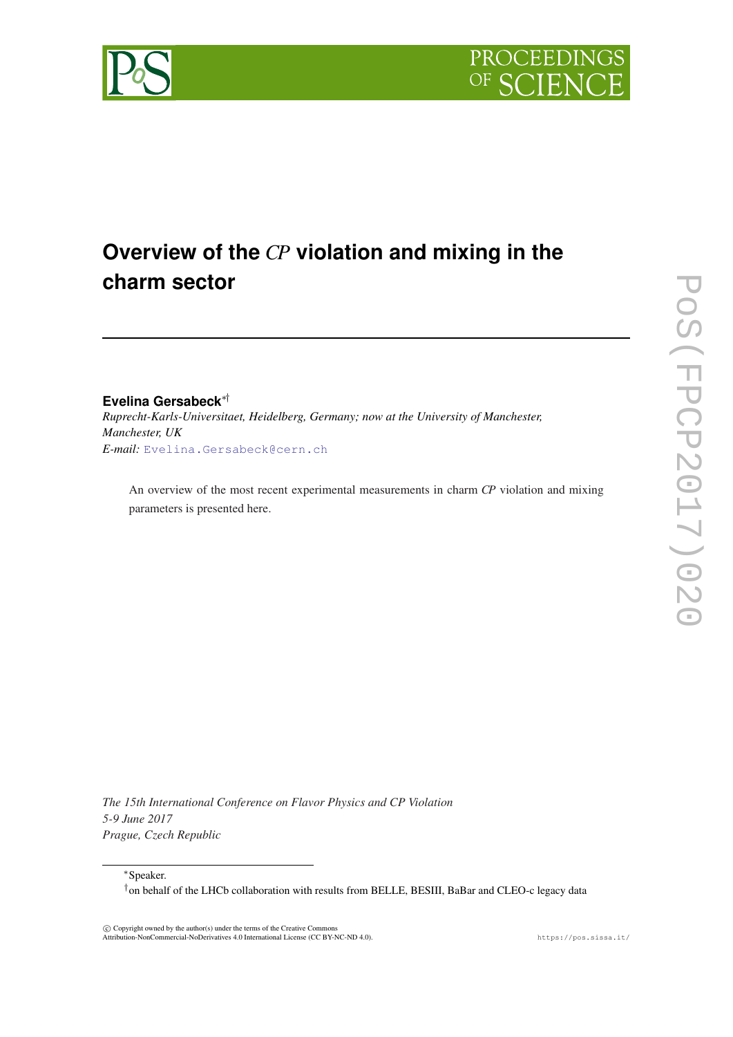# Overview of the *CP* violation and mixing in the charm sector

**Evelina Gersabeck**[\*†]

*Ruprecht-Karls-Universitaet, Heidelberg, Germany; now at the University of Manchester, Manchester, UK*

*E-mail:* Evelina.Gersabeck@cern.ch

An overview of the most recent experimental measurements in charm *CP* violation and mixing parameters is presented here.

*The 15th International Conference on Flavor Physics and CP Violation*
*5-9 June 2017*
*Prague, Czech Republic*

---

[\*]Speaker.

[†]on behalf of the LHCb collaboration with results from BELLE, BESIII, BaBar and CLEO-c legacy data

© Copyright owned by the author(s) under the terms of the Creative Commons Attribution-NonCommercial-NoDerivatives 4.0 International License (CC BY-NC-ND 4.0).

https://pos.sissa.it/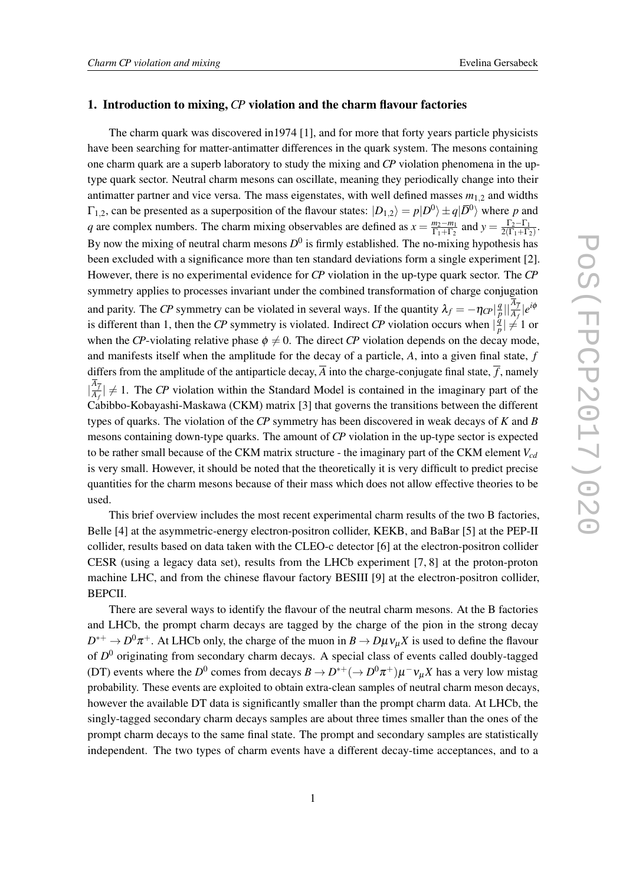## 1. Introduction to mixing, *CP* violation and the charm flavour factories

The charm quark was discovered in1974 [1], and for more that forty years particle physicists have been searching for matter-antimatter differences in the quark system. The mesons containing one charm quark are a superb laboratory to study the mixing and *CP* violation phenomena in the up-type quark sector. Neutral charm mesons can oscillate, meaning they periodically change into their antimatter partner and vice versa. The mass eigenstates, with well defined masses $m_{1,2}$ and widths $\Gamma_{1,2}$, can be presented as a superposition of the flavour states: $|D_{1,2}\rangle = p|D^0\rangle \pm q|\overline{D}^0\rangle$ where $p$ and $q$ are complex numbers. The charm mixing observables are defined as $x = \frac{m_2 - m_1}{\Gamma_1 + \Gamma_2}$ and $y = \frac{\Gamma_2 - \Gamma_1}{2(\Gamma_1 + \Gamma_2)}$. By now the mixing of neutral charm mesons $D^0$ is firmly established. The no-mixing hypothesis has been excluded with a significance more than ten standard deviations form a single experiment [2]. However, there is no experimental evidence for *CP* violation in the up-type quark sector. The *CP* symmetry applies to processes invariant under the combined transformation of charge conjugation and parity. The *CP* symmetry can be violated in several ways. If the quantity $\lambda_f = -\eta_{CP}|\frac{q}{p}||\frac{\overline{A}_{\overline{f}}}{A_f}|e^{i\phi}$ is different than 1, then the *CP* symmetry is violated. Indirect *CP* violation occurs when $|\frac{q}{p}| \neq 1$ or when the *CP*-violating relative phase $\phi \neq 0$. The direct *CP* violation depends on the decay mode, and manifests itself when the amplitude for the decay of a particle, $A$, into a given final state, $f$ differs from the amplitude of the antiparticle decay, $\overline{A}$ into the charge-conjugate final state, $\overline{f}$, namely $|\frac{\overline{A}_{\overline{f}}}{A_f}| \neq 1$. The *CP* violation within the Standard Model is contained in the imaginary part of the Cabibbo-Kobayashi-Maskawa (CKM) matrix [3] that governs the transitions between the different types of quarks. The violation of the *CP* symmetry has been discovered in weak decays of $K$ and $B$ mesons containing down-type quarks. The amount of *CP* violation in the up-type sector is expected to be rather small because of the CKM matrix structure - the imaginary part of the CKM element $V_{cd}$ is very small. However, it should be noted that the theoretically it is very difficult to predict precise quantities for the charm mesons because of their mass which does not allow effective theories to be used.

This brief overview includes the most recent experimental charm results of the two B factories, Belle [4] at the asymmetric-energy electron-positron collider, KEKB, and BaBar [5] at the PEP-II collider, results based on data taken with the CLEO-c detector [6] at the electron-positron collider CESR (using a legacy data set), results from the LHCb experiment [7, 8] at the proton-proton machine LHC, and from the chinese flavour factory BESIII [9] at the electron-positron collider, BEPCII.

There are several ways to identify the flavour of the neutral charm mesons. At the B factories and LHCb, the prompt charm decays are tagged by the charge of the pion in the strong decay $D^{*+} \to D^0\pi^+$. At LHCb only, the charge of the muon in $B \to D\mu\nu_\mu X$ is used to define the flavour of $D^0$ originating from secondary charm decays. A special class of events called doubly-tagged (DT) events where the $D^0$ comes from decays $B \to D^{*+}(\to D^0\pi^+)\mu^-\nu_\mu X$ has a very low mistag probability. These events are exploited to obtain extra-clean samples of neutral charm meson decays, however the available DT data is significantly smaller than the prompt charm data. At LHCb, the singly-tagged secondary charm decays samples are about three times smaller than the ones of the prompt charm decays to the same final state. The prompt and secondary samples are statistically independent. The two types of charm events have a different decay-time acceptances, and to a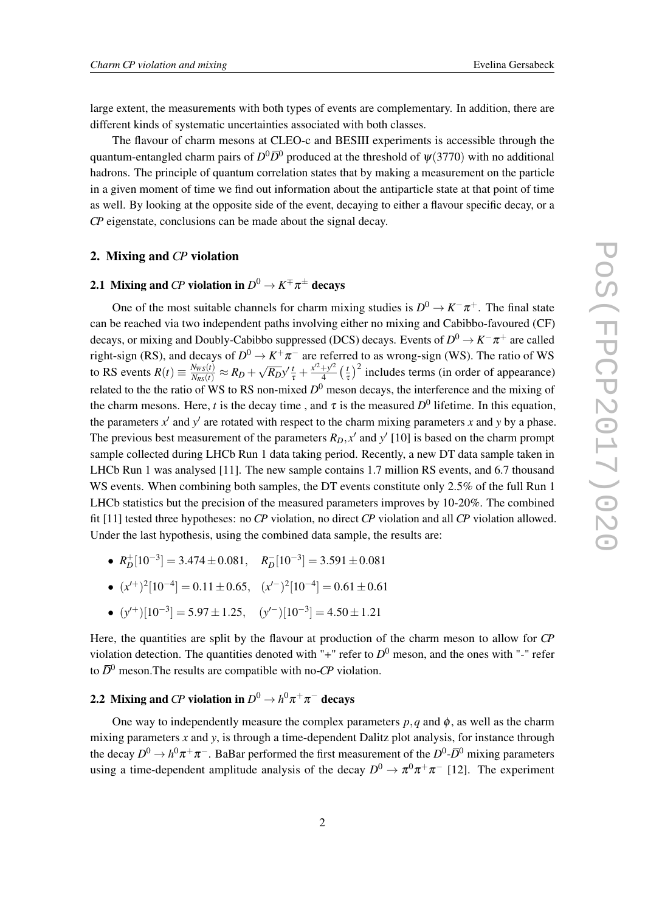large extent, the measurements with both types of events are complementary. In addition, there are different kinds of systematic uncertainties associated with both classes.

The flavour of charm mesons at CLEO-c and BESIII experiments is accessible through the quantum-entangled charm pairs of $D^0\bar{D}^0$ produced at the threshold of $\psi(3770)$ with no additional hadrons. The principle of quantum correlation states that by making a measurement on the particle in a given moment of time we find out information about the antiparticle state at that point of time as well. By looking at the opposite side of the event, decaying to either a flavour specific decay, or a *CP* eigenstate, conclusions can be made about the signal decay.

## 2. Mixing and *CP* violation

### 2.1 Mixing and *CP* violation in $D^0 \to K^\mp\pi^\pm$ decays

One of the most suitable channels for charm mixing studies is $D^0 \to K^-\pi^+$. The final state can be reached via two independent paths involving either no mixing and Cabibbo-favoured (CF) decays, or mixing and Doubly-Cabibbo suppressed (DCS) decays. Events of $D^0 \to K^-\pi^+$ are called right-sign (RS), and decays of $D^0 \to K^+\pi^-$ are referred to as wrong-sign (WS). The ratio of WS to RS events $R(t) \equiv \frac{N_{WS}(t)}{N_{RS}(t)} \approx R_D + \sqrt{R_D}y'\frac{t}{\tau} + \frac{x'^2+y'^2}{4}\left(\frac{t}{\tau}\right)^2$ includes terms (in order of appearance) related to the the ratio of WS to RS non-mixed $D^0$ meson decays, the interference and the mixing of the charm mesons. Here, $t$ is the decay time , and $\tau$ is the measured $D^0$ lifetime. In this equation, the parameters $x'$ and $y'$ are rotated with respect to the charm mixing parameters $x$ and $y$ by a phase. The previous best measurement of the parameters $R_D, x'$ and $y'$ [10] is based on the charm prompt sample collected during LHCb Run 1 data taking period. Recently, a new DT data sample taken in LHCb Run 1 was analysed [11]. The new sample contains 1.7 million RS events, and 6.7 thousand WS events. When combining both samples, the DT events constitute only 2.5% of the full Run 1 LHCb statistics but the precision of the measured parameters improves by 10-20%. The combined fit [11] tested three hypotheses: no *CP* violation, no direct *CP* violation and all *CP* violation allowed. Under the last hypothesis, using the combined data sample, the results are:

- $R_D^+[10^{-3}] = 3.474 \pm 0.081, \quad R_D^-[10^{-3}] = 3.591 \pm 0.081$
- $(x'^+)^2[10^{-4}] = 0.11 \pm 0.65, \quad (x'^-)^2[10^{-4}] = 0.61 \pm 0.61$
- $(y'^+)[10^{-3}] = 5.97 \pm 1.25, \quad (y'^-)[10^{-3}] = 4.50 \pm 1.21$

Here, the quantities are split by the flavour at production of the charm meson to allow for *CP* violation detection. The quantities denoted with "+" refer to $D^0$ meson, and the ones with "-" refer to $\bar{D}^0$ meson.The results are compatible with no-*CP* violation.

### 2.2 Mixing and *CP* violation in $D^0 \to h^0\pi^+\pi^-$ decays

One way to independently measure the complex parameters $p, q$ and $\phi$, as well as the charm mixing parameters $x$ and $y$, is through a time-dependent Dalitz plot analysis, for instance through the decay $D^0 \to h^0\pi^+\pi^-$. BaBar performed the first measurement of the $D^0$-$\bar{D}^0$ mixing parameters using a time-dependent amplitude analysis of the decay $D^0 \to \pi^0\pi^+\pi^-$ [12]. The experiment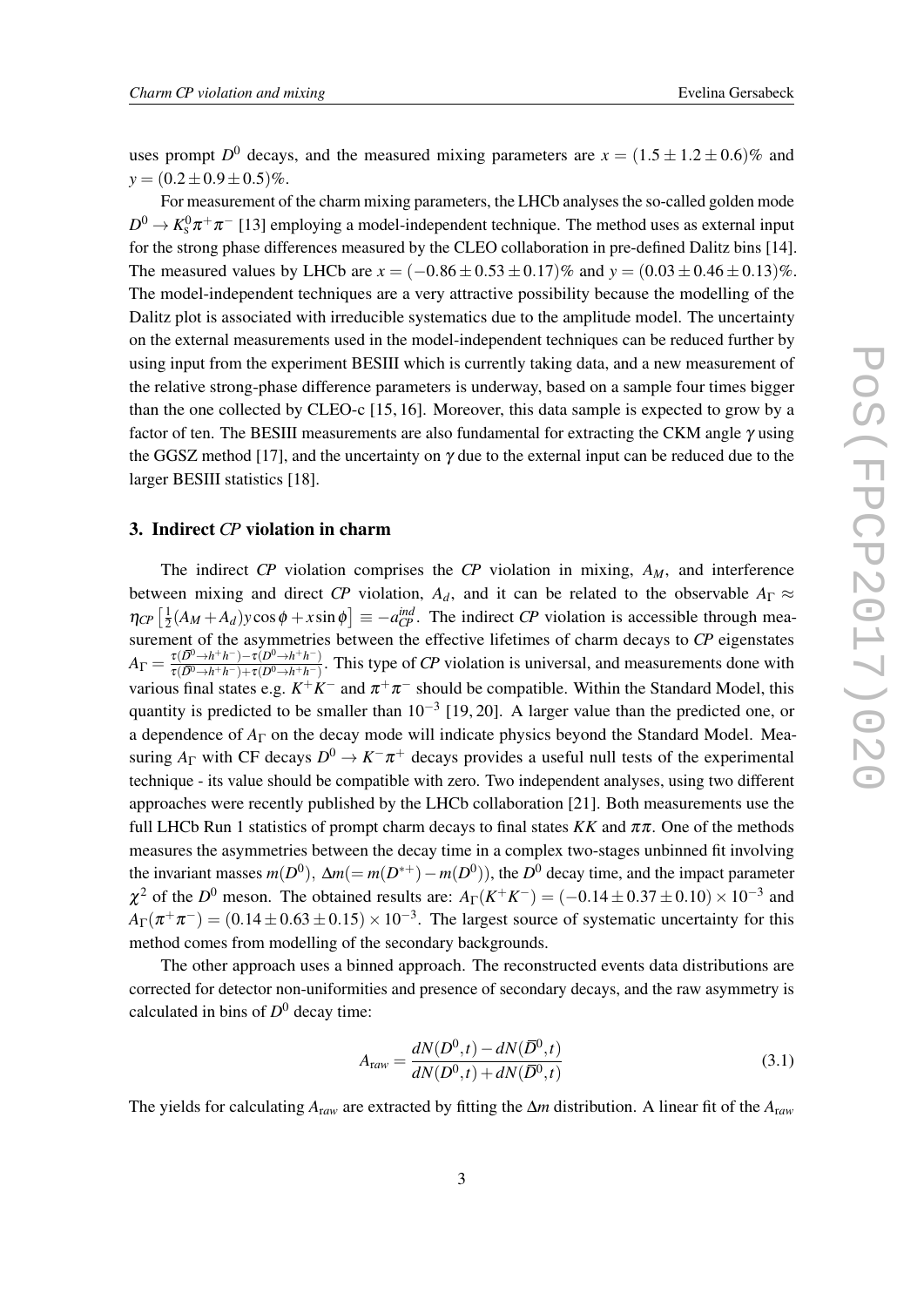uses prompt $D^0$ decays, and the measured mixing parameters are $x = (1.5 \pm 1.2 \pm 0.6)\%$ and $y = (0.2 \pm 0.9 \pm 0.5)\%$.

For measurement of the charm mixing parameters, the LHCb analyses the so-called golden mode $D^0 \to K_S^0 \pi^+ \pi^-$ [13] employing a model-independent technique. The method uses as external input for the strong phase differences measured by the CLEO collaboration in pre-defined Dalitz bins [14]. The measured values by LHCb are $x = (-0.86 \pm 0.53 \pm 0.17)\%$ and $y = (0.03 \pm 0.46 \pm 0.13)\%$. The model-independent techniques are a very attractive possibility because the modelling of the Dalitz plot is associated with irreducible systematics due to the amplitude model. The uncertainty on the external measurements used in the model-independent techniques can be reduced further by using input from the experiment BESIII which is currently taking data, and a new measurement of the relative strong-phase difference parameters is underway, based on a sample four times bigger than the one collected by CLEO-c [15, 16]. Moreover, this data sample is expected to grow by a factor of ten. The BESIII measurements are also fundamental for extracting the CKM angle $\gamma$ using the GGSZ method [17], and the uncertainty on $\gamma$ due to the external input can be reduced due to the larger BESIII statistics [18].

## 3. Indirect *CP* violation in charm

The indirect *CP* violation comprises the *CP* violation in mixing, $A_M$, and interference between mixing and direct *CP* violation, $A_d$, and it can be related to the observable $A_\Gamma \approx \eta_{CP}\left[\frac{1}{2}(A_M + A_d) y \cos\phi + x \sin\phi\right] \equiv -a_{CP}^{ind}$. The indirect *CP* violation is accessible through measurement of the asymmetries between the effective lifetimes of charm decays to *CP* eigenstates $A_\Gamma = \frac{\tau(\overline{D}^0 \to h^+h^-) - \tau(D^0 \to h^+h^-)}{\tau(\overline{D}^0 \to h^+h^-) + \tau(D^0 \to h^+h^-)}$. This type of *CP* violation is universal, and measurements done with various final states e.g. $K^+K^-$ and $\pi^+\pi^-$ should be compatible. Within the Standard Model, this quantity is predicted to be smaller than $10^{-3}$ [19, 20]. A larger value than the predicted one, or a dependence of $A_\Gamma$ on the decay mode will indicate physics beyond the Standard Model. Measuring $A_\Gamma$ with CF decays $D^0 \to K^-\pi^+$ decays provides a useful null tests of the experimental technique - its value should be compatible with zero. Two independent analyses, using two different approaches were recently published by the LHCb collaboration [21]. Both measurements use the full LHCb Run 1 statistics of prompt charm decays to final states $KK$ and $\pi\pi$. One of the methods measures the asymmetries between the decay time in a complex two-stages unbinned fit involving the invariant masses $m(D^0)$, $\Delta m (= m(D^{*+}) - m(D^0))$, the $D^0$ decay time, and the impact parameter $\chi^2$ of the $D^0$ meson. The obtained results are: $A_\Gamma(K^+K^-) = (-0.14 \pm 0.37 \pm 0.10) \times 10^{-3}$ and $A_\Gamma(\pi^+\pi^-) = (0.14 \pm 0.63 \pm 0.15) \times 10^{-3}$. The largest source of systematic uncertainty for this method comes from modelling of the secondary backgrounds.

The other approach uses a binned approach. The reconstructed events data distributions are corrected for detector non-uniformities and presence of secondary decays, and the raw asymmetry is calculated in bins of $D^0$ decay time:

$$A_{raw} = \frac{dN(D^0, t) - dN(\overline{D}^0, t)}{dN(D^0, t) + dN(\overline{D}^0, t)} \tag{3.1}$$

The yields for calculating $A_{raw}$ are extracted by fitting the $\Delta m$ distribution. A linear fit of the $A_{raw}$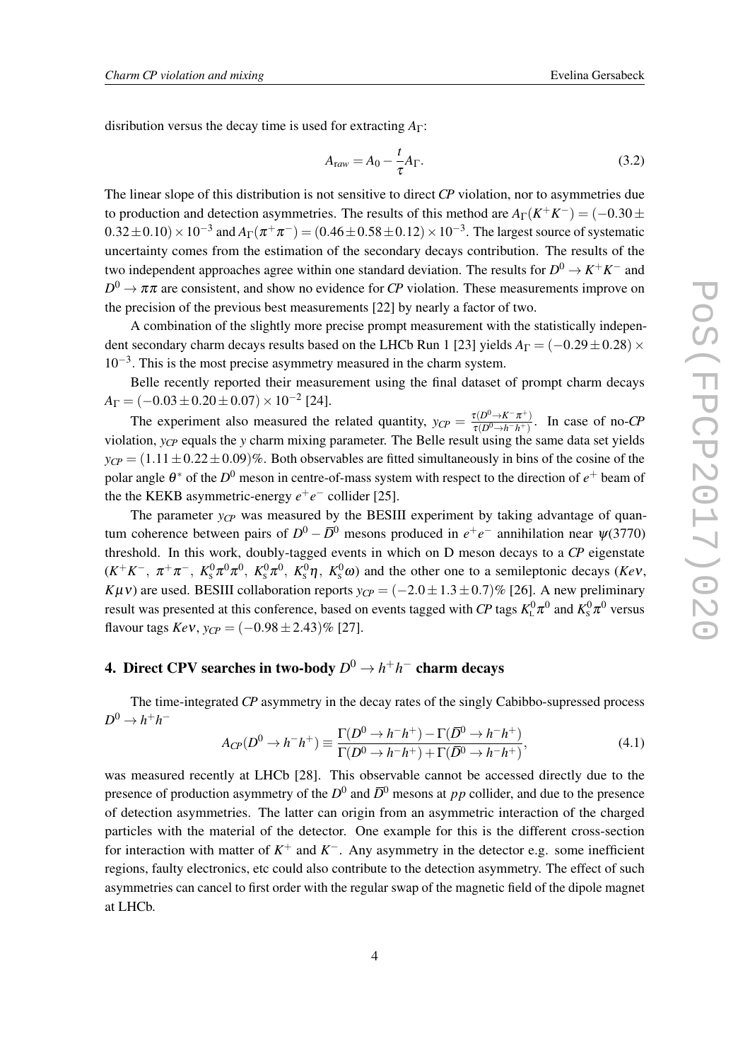disribution versus the decay time is used for extracting $A_\Gamma$:

$$A_{raw} = A_0 - \frac{t}{\tau} A_\Gamma. \tag{3.2}$$

The linear slope of this distribution is not sensitive to direct *CP* violation, nor to asymmetries due to production and detection asymmetries. The results of this method are $A_\Gamma(K^+K^-) = (-0.30 \pm 0.32 \pm 0.10) \times 10^{-3}$ and $A_\Gamma(\pi^+\pi^-) = (0.46 \pm 0.58 \pm 0.12) \times 10^{-3}$. The largest source of systematic uncertainty comes from the estimation of the secondary decays contribution. The results of the two independent approaches agree within one standard deviation. The results for $D^0 \to K^+K^-$ and $D^0 \to \pi\pi$ are consistent, and show no evidence for *CP* violation. These measurements improve on the precision of the previous best measurements [22] by nearly a factor of two.

A combination of the slightly more precise prompt measurement with the statistically independent secondary charm decays results based on the LHCb Run 1 [23] yields $A_\Gamma = (-0.29 \pm 0.28) \times 10^{-3}$. This is the most precise asymmetry measured in the charm system.

Belle recently reported their measurement using the final dataset of prompt charm decays $A_\Gamma = (-0.03 \pm 0.20 \pm 0.07) \times 10^{-2}$ [24].

The experiment also measured the related quantity, $y_{CP} = \frac{\tau(D^0 \to K^-\pi^+)}{\tau(D^0 \to h^-h^+)}$. In case of no-*CP* violation, $y_{CP}$ equals the $y$ charm mixing parameter. The Belle result using the same data set yields $y_{CP} = (1.11 \pm 0.22 \pm 0.09)\%$. Both observables are fitted simultaneously in bins of the cosine of the polar angle $\theta^*$ of the $D^0$ meson in centre-of-mass system with respect to the direction of $e^+$ beam of the the KEKB asymmetric-energy $e^+e^-$ collider [25].

The parameter $y_{CP}$ was measured by the BESIII experiment by taking advantage of quantum coherence between pairs of $D^0 - \overline{D}^0$ mesons produced in $e^+e^-$ annihilation near $\psi(3770)$ threshold. In this work, doubly-tagged events in which on D meson decays to a *CP* eigenstate ($K^+K^-$, $\pi^+\pi^-$, $K^0_S\pi^0\pi^0$, $K^0_S\pi^0$, $K^0_S\eta$, $K^0_S\omega$) and the other one to a semileptonic decays ($Ke\nu$, $K\mu\nu$) are used. BESIII collaboration reports $y_{CP} = (-2.0 \pm 1.3 \pm 0.7)\%$ [26]. A new preliminary result was presented at this conference, based on events tagged with *CP* tags $K^0_L\pi^0$ and $K^0_S\pi^0$ versus flavour tags $Ke\nu$, $y_{CP} = (-0.98 \pm 2.43)\%$ [27].

## 4. Direct CPV searches in two-body $D^0 \to h^+h^-$ charm decays

The time-integrated *CP* asymmetry in the decay rates of the singly Cabibbo-supressed process $D^0 \to h^+h^-$

$$A_{CP}(D^0 \to h^-h^+) \equiv \frac{\Gamma(D^0 \to h^-h^+) - \Gamma(\overline{D}^0 \to h^-h^+)}{\Gamma(D^0 \to h^-h^+) + \Gamma(\overline{D}^0 \to h^-h^+)}, \tag{4.1}$$

was measured recently at LHCb [28]. This observable cannot be accessed directly due to the presence of production asymmetry of the $D^0$ and $\overline{D}^0$ mesons at $pp$ collider, and due to the presence of detection asymmetries. The latter can origin from an asymmetric interaction of the charged particles with the material of the detector. One example for this is the different cross-section for interaction with matter of $K^+$ and $K^-$. Any asymmetry in the detector e.g. some inefficient regions, faulty electronics, etc could also contribute to the detection asymmetry. The effect of such asymmetries can cancel to first order with the regular swap of the magnetic field of the dipole magnet at LHCb.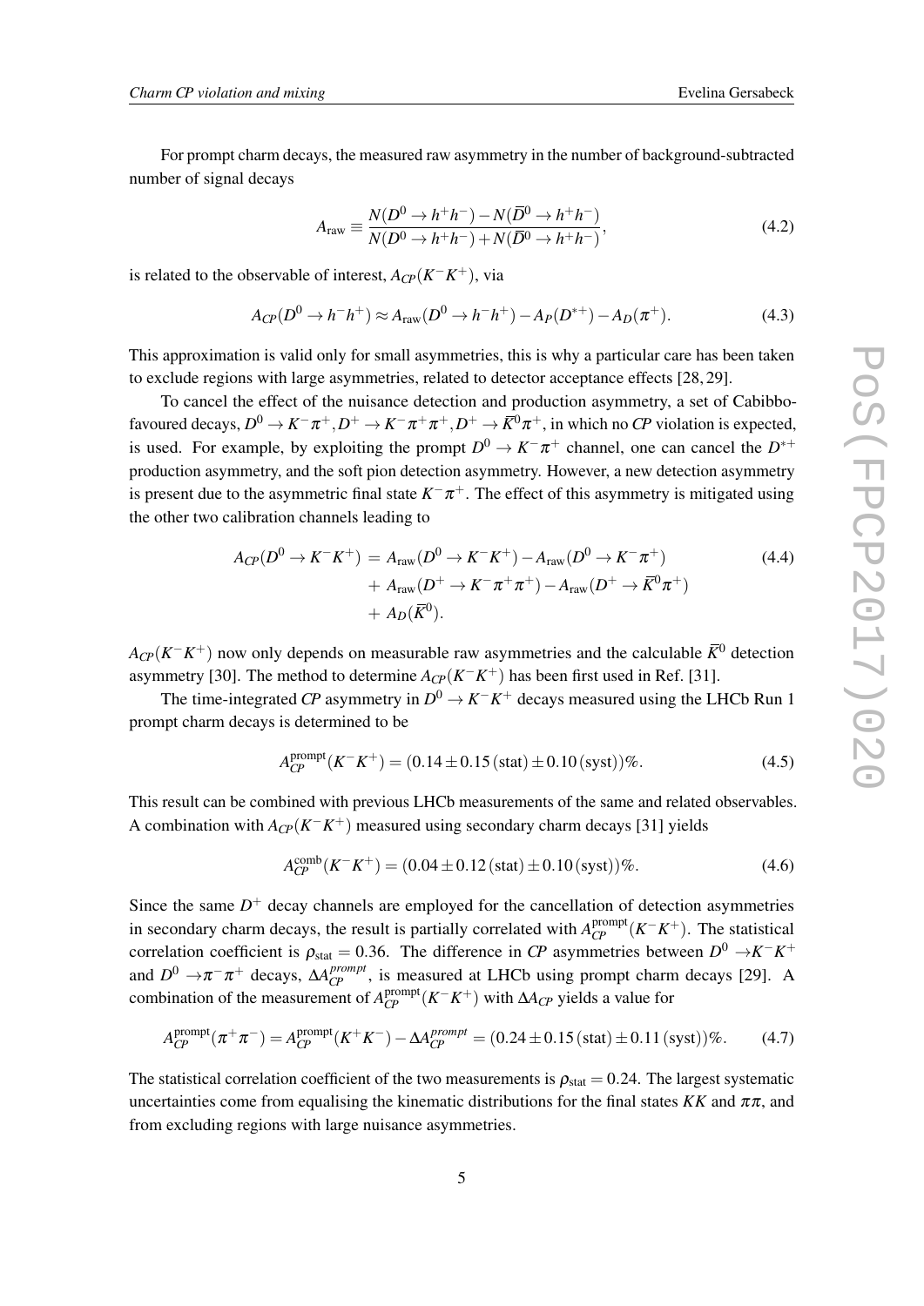For prompt charm decays, the measured raw asymmetry in the number of background-subtracted number of signal decays

$$A_{\rm raw} \equiv \frac{N(D^0 \to h^+h^-) - N(\bar{D}^0 \to h^+h^-)}{N(D^0 \to h^+h^-) + N(\bar{D}^0 \to h^+h^-)}, \tag{4.2}$$

is related to the observable of interest, $A_{CP}(K^-K^+)$, via

$$A_{CP}(D^0 \to h^-h^+) \approx A_{\rm raw}(D^0 \to h^-h^+) - A_P(D^{*+}) - A_D(\pi^+). \tag{4.3}$$

This approximation is valid only for small asymmetries, this is why a particular care has been taken to exclude regions with large asymmetries, related to detector acceptance effects [28, 29].

To cancel the effect of the nuisance detection and production asymmetry, a set of Cabibbo-favoured decays, $D^0 \to K^-\pi^+, D^+ \to K^-\pi^+\pi^+, D^+ \to \bar{K}^0\pi^+$, in which no *CP* violation is expected, is used. For example, by exploiting the prompt $D^0 \to K^-\pi^+$ channel, one can cancel the $D^{*+}$ production asymmetry, and the soft pion detection asymmetry. However, a new detection asymmetry is present due to the asymmetric final state $K^-\pi^+$. The effect of this asymmetry is mitigated using the other two calibration channels leading to

$$\begin{aligned} A_{CP}(D^0 \to K^-K^+) &= A_{\rm raw}(D^0 \to K^-K^+) - A_{\rm raw}(D^0 \to K^-\pi^+) \\ &+ A_{\rm raw}(D^+ \to K^-\pi^+\pi^+) - A_{\rm raw}(D^+ \to \bar{K}^0\pi^+) \\ &+ A_D(\bar{K}^0). \end{aligned} \tag{4.4}$$

$A_{CP}(K^-K^+)$ now only depends on measurable raw asymmetries and the calculable $\bar{K}^0$ detection asymmetry [30]. The method to determine $A_{CP}(K^-K^+)$ has been first used in Ref. [31].

The time-integrated *CP* asymmetry in $D^0 \to K^-K^+$ decays measured using the LHCb Run 1 prompt charm decays is determined to be

$$A_{CP}^{\rm prompt}(K^-K^+) = (0.14 \pm 0.15\,({\rm stat}) \pm 0.10\,({\rm syst}))\%. \tag{4.5}$$

This result can be combined with previous LHCb measurements of the same and related observables. A combination with $A_{CP}(K^-K^+)$ measured using secondary charm decays [31] yields

$$A_{CP}^{\rm comb}(K^-K^+) = (0.04 \pm 0.12\,({\rm stat}) \pm 0.10\,({\rm syst}))\%. \tag{4.6}$$

Since the same $D^+$ decay channels are employed for the cancellation of detection asymmetries in secondary charm decays, the result is partially correlated with $A_{CP}^{\rm prompt}(K^-K^+)$. The statistical correlation coefficient is $\rho_{\rm stat} = 0.36$. The difference in *CP* asymmetries between $D^0 \to K^-K^+$ and $D^0 \to \pi^-\pi^+$ decays, $\Delta A_{CP}^{prompt}$, is measured at LHCb using prompt charm decays [29]. A combination of the measurement of $A_{CP}^{\rm prompt}(K^-K^+)$ with $\Delta A_{CP}$ yields a value for

$$A_{CP}^{\rm prompt}(\pi^+\pi^-) = A_{CP}^{\rm prompt}(K^+K^-) - \Delta A_{CP}^{prompt} = (0.24 \pm 0.15\,({\rm stat}) \pm 0.11\,({\rm syst}))\%. \tag{4.7}$$

The statistical correlation coefficient of the two measurements is $\rho_{\rm stat} = 0.24$. The largest systematic uncertainties come from equalising the kinematic distributions for the final states $KK$ and $\pi\pi$, and from excluding regions with large nuisance asymmetries.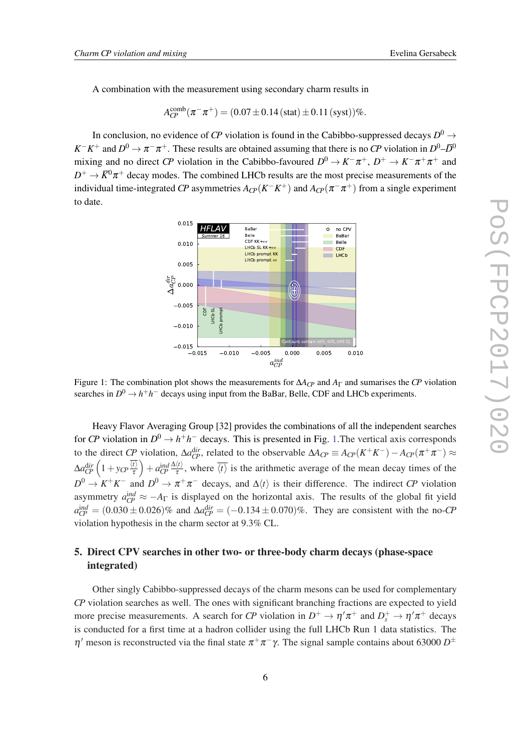A combination with the measurement using secondary charm results in

$$A_{CP}^{\rm comb}(\pi^-\pi^+) = (0.07 \pm 0.14\,({\rm stat}) \pm 0.11\,({\rm syst}))\%.$$

In conclusion, no evidence of *CP* violation is found in the Cabibbo-suppressed decays $D^0 \to K^-K^+$ and $D^0 \to \pi^-\pi^+$. These results are obtained assuming that there is no *CP* violation in $D^0$–$\bar{D}^0$ mixing and no direct *CP* violation in the Cabibbo-favoured $D^0 \to K^-\pi^+$, $D^+ \to K^-\pi^+\pi^+$ and $D^+ \to \bar{K}^0\pi^+$ decay modes. The combined LHCb results are the most precise measurements of the individual time-integrated *CP* asymmetries $A_{CP}(K^-K^+)$ and $A_{CP}(\pi^-\pi^+)$ from a single experiment to date.

Figure 1: The combination plot shows the measurements for $\Delta A_{CP}$ and $A_\Gamma$ and sumarises the *CP* violation searches in $D^0 \to h^+h^-$ decays using input from the BaBar, Belle, CDF and LHCb experiments.

Heavy Flavor Averaging Group [32] provides the combinations of all the independent searches for *CP* violation in $D^0 \to h^+h^-$ decays. This is presented in Fig. 1.The vertical axis corresponds to the direct *CP* violation, $\Delta a_{CP}^{\rm dir}$, related to the observable $\Delta A_{CP} \equiv A_{CP}(K^+K^-) - A_{CP}(\pi^+\pi^-) \approx \Delta a_{CP}^{\rm dir}\left(1 + y_{CP}\frac{\overline{\langle t \rangle}}{\tau}\right) + a_{CP}^{\rm ind}\frac{\Delta\langle t \rangle}{\tau}$, where $\overline{\langle t \rangle}$ is the arithmetic average of the mean decay times of the $D^0 \to K^+K^-$ and $D^0 \to \pi^+\pi^-$ decays, and $\Delta\langle t \rangle$ is their difference. The indirect *CP* violation asymmetry $a_{CP}^{ind} \approx -A_\Gamma$ is displayed on the horizontal axis. The results of the global fit yield $a_{CP}^{\rm ind} = (0.030 \pm 0.026)\%$ and $\Delta a_{CP}^{\rm dir} = (-0.134 \pm 0.070)\%$. They are consistent with the no-*CP* violation hypothesis in the charm sector at 9.3% CL.

## 5. Direct CPV searches in other two- or three-body charm decays (phase-space integrated)

Other singly Cabibbo-suppressed decays of the charm mesons can be used for complementary *CP* violation searches as well. The ones with significant branching fractions are expected to yield more precise measurements. A search for *CP* violation in $D^+ \to \eta'\pi^+$ and $D_s^+ \to \eta'\pi^+$ decays is conducted for a first time at a hadron collider using the full LHCb Run 1 data statistics. The $\eta'$ meson is reconstructed via the final state $\pi^+\pi^-\gamma$. The signal sample contains about 63000 $D^\pm$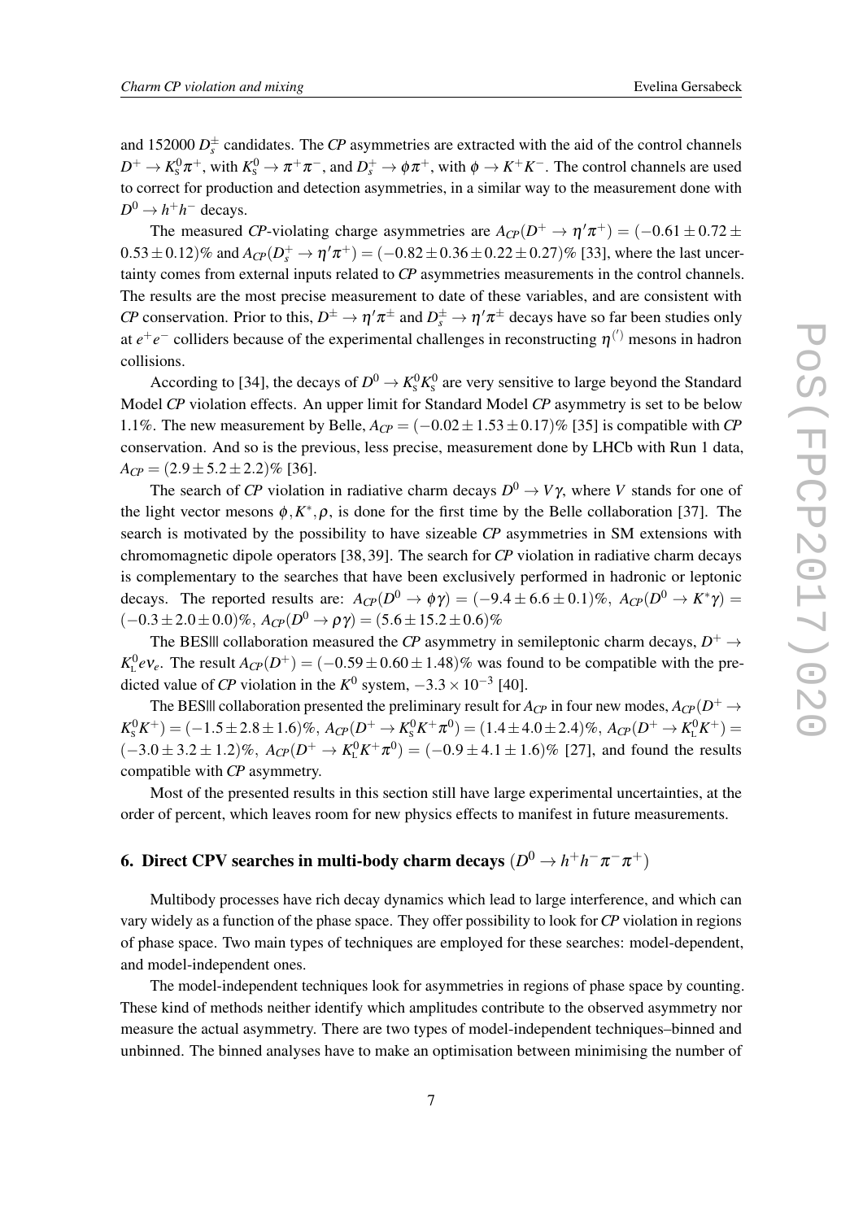and 152000 $D_s^\pm$ candidates. The *CP* asymmetries are extracted with the aid of the control channels $D^+ \to K_S^0\pi^+$, with $K_S^0 \to \pi^+\pi^-$, and $D_s^+ \to \phi\pi^+$, with $\phi \to K^+K^-$. The control channels are used to correct for production and detection asymmetries, in a similar way to the measurement done with $D^0 \to h^+h^-$ decays.

The measured *CP*-violating charge asymmetries are $A_{CP}(D^+ \to \eta'\pi^+) = (-0.61 \pm 0.72 \pm 0.53 \pm 0.12)\%$ and $A_{CP}(D_s^+ \to \eta'\pi^+) = (-0.82 \pm 0.36 \pm 0.22 \pm 0.27)\%$ [33], where the last uncertainty comes from external inputs related to *CP* asymmetries measurements in the control channels. The results are the most precise measurement to date of these variables, and are consistent with *CP* conservation. Prior to this, $D^\pm \to \eta'\pi^\pm$ and $D_s^\pm \to \eta'\pi^\pm$ decays have so far been studies only at $e^+e^-$ colliders because of the experimental challenges in reconstructing $\eta^{(')}$ mesons in hadron collisions.

According to [34], the decays of $D^0 \to K_S^0 K_S^0$ are very sensitive to large beyond the Standard Model *CP* violation effects. An upper limit for Standard Model *CP* asymmetry is set to be below 1.1%. The new measurement by Belle, $A_{CP} = (-0.02 \pm 1.53 \pm 0.17)\%$ [35] is compatible with *CP* conservation. And so is the previous, less precise, measurement done by LHCb with Run 1 data, $A_{CP} = (2.9 \pm 5.2 \pm 2.2)\%$ [36].

The search of *CP* violation in radiative charm decays $D^0 \to V\gamma$, where $V$ stands for one of the light vector mesons $\phi, K^*, \rho$, is done for the first time by the Belle collaboration [37]. The search is motivated by the possibility to have sizeable *CP* asymmetries in SM extensions with chromomagnetic dipole operators [38, 39]. The search for *CP* violation in radiative charm decays is complementary to the searches that have been exclusively performed in hadronic or leptonic decays. The reported results are: $A_{CP}(D^0 \to \phi\gamma) = (-9.4 \pm 6.6 \pm 0.1)\%$, $A_{CP}(D^0 \to K^*\gamma) = (-0.3 \pm 2.0 \pm 0.0)\%$, $A_{CP}(D^0 \to \rho\gamma) = (5.6 \pm 15.2 \pm 0.6)\%$

The BESIII collaboration measured the *CP* asymmetry in semileptonic charm decays, $D^+ \to K_L^0 e\nu_e$. The result $A_{CP}(D^+) = (-0.59 \pm 0.60 \pm 1.48)\%$ was found to be compatible with the predicted value of *CP* violation in the $K^0$ system, $-3.3 \times 10^{-3}$ [40].

The BESIII collaboration presented the preliminary result for $A_{CP}$ in four new modes, $A_{CP}(D^+ \to K_S^0 K^+) = (-1.5 \pm 2.8 \pm 1.6)\%$, $A_{CP}(D^+ \to K_S^0 K^+\pi^0) = (1.4 \pm 4.0 \pm 2.4)\%$, $A_{CP}(D^+ \to K_L^0 K^+) = (-3.0 \pm 3.2 \pm 1.2)\%$, $A_{CP}(D^+ \to K_L^0 K^+\pi^0) = (-0.9 \pm 4.1 \pm 1.6)\%$ [27], and found the results compatible with *CP* asymmetry.

Most of the presented results in this section still have large experimental uncertainties, at the order of percent, which leaves room for new physics effects to manifest in future measurements.

## 6. Direct CPV searches in multi-body charm decays ($D^0 \to h^+h^-\pi^-\pi^+$)

Multibody processes have rich decay dynamics which lead to large interference, and which can vary widely as a function of the phase space. They offer possibility to look for *CP* violation in regions of phase space. Two main types of techniques are employed for these searches: model-dependent, and model-independent ones.

The model-independent techniques look for asymmetries in regions of phase space by counting. These kind of methods neither identify which amplitudes contribute to the observed asymmetry nor measure the actual asymmetry. There are two types of model-independent techniques–binned and unbinned. The binned analyses have to make an optimisation between minimising the number of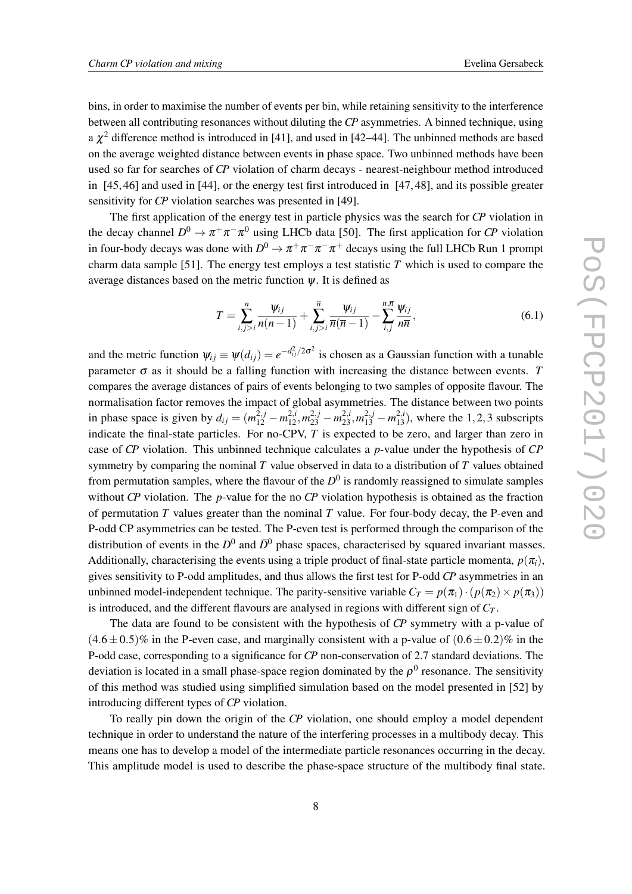bins, in order to maximise the number of events per bin, while retaining sensitivity to the interference between all contributing resonances without diluting the *CP* asymmetries. A binned technique, using a $\chi^2$ difference method is introduced in [41], and used in [42–44]. The unbinned methods are based on the average weighted distance between events in phase space. Two unbinned methods have been used so far for searches of *CP* violation of charm decays - nearest-neighbour method introduced in [45, 46] and used in [44], or the energy test first introduced in [47, 48], and its possible greater sensitivity for *CP* violation searches was presented in [49].

The first application of the energy test in particle physics was the search for *CP* violation in the decay channel $D^0 \to \pi^+\pi^-\pi^0$ using LHCb data [50]. The first application for *CP* violation in four-body decays was done with $D^0 \to \pi^+\pi^-\pi^-\pi^+$ decays using the full LHCb Run 1 prompt charm data sample [51]. The energy test employs a test statistic $T$ which is used to compare the average distances based on the metric function $\psi$. It is defined as

$$T = \sum_{i,j>i}^{n} \frac{\psi_{ij}}{n(n-1)} + \sum_{i,j>i}^{\overline{n}} \frac{\psi_{ij}}{\overline{n}(\overline{n}-1)} - \sum_{i,j}^{n,\overline{n}} \frac{\psi_{ij}}{n\overline{n}}, \tag{6.1}$$

and the metric function $\psi_{ij} \equiv \psi(d_{ij}) = e^{-d_{ij}^2/2\sigma^2}$ is chosen as a Gaussian function with a tunable parameter $\sigma$ as it should be a falling function with increasing the distance between events. $T$ compares the average distances of pairs of events belonging to two samples of opposite flavour. The normalisation factor removes the impact of global asymmetries. The distance between two points in phase space is given by $d_{ij} = (m_{12}^{2,j} - m_{12}^{2,i}, m_{23}^{2,j} - m_{23}^{2,i}, m_{13}^{2,j} - m_{13}^{2,i})$, where the $1,2,3$ subscripts indicate the final-state particles. For no-CPV, $T$ is expected to be zero, and larger than zero in case of *CP* violation. This unbinned technique calculates a $p$-value under the hypothesis of *CP* symmetry by comparing the nominal $T$ value observed in data to a distribution of $T$ values obtained from permutation samples, where the flavour of the $D^0$ is randomly reassigned to simulate samples without *CP* violation. The $p$-value for the no *CP* violation hypothesis is obtained as the fraction of permutation $T$ values greater than the nominal $T$ value. For four-body decay, the P-even and P-odd CP asymmetries can be tested. The P-even test is performed through the comparison of the distribution of events in the $D^0$ and $\overline{D}^0$ phase spaces, characterised by squared invariant masses. Additionally, characterising the events using a triple product of final-state particle momenta, $p(\pi_i)$, gives sensitivity to P-odd amplitudes, and thus allows the first test for P-odd *CP* asymmetries in an unbinned model-independent technique. The parity-sensitive variable $C_T = p(\pi_1) \cdot (p(\pi_2) \times p(\pi_3))$ is introduced, and the different flavours are analysed in regions with different sign of $C_T$.

The data are found to be consistent with the hypothesis of *CP* symmetry with a p-value of $(4.6 \pm 0.5)\%$ in the P-even case, and marginally consistent with a p-value of $(0.6 \pm 0.2)\%$ in the P-odd case, corresponding to a significance for *CP* non-conservation of 2.7 standard deviations. The deviation is located in a small phase-space region dominated by the $\rho^0$ resonance. The sensitivity of this method was studied using simplified simulation based on the model presented in [52] by introducing different types of *CP* violation.

To really pin down the origin of the *CP* violation, one should employ a model dependent technique in order to understand the nature of the interfering processes in a multibody decay. This means one has to develop a model of the intermediate particle resonances occurring in the decay. This amplitude model is used to describe the phase-space structure of the multibody final state.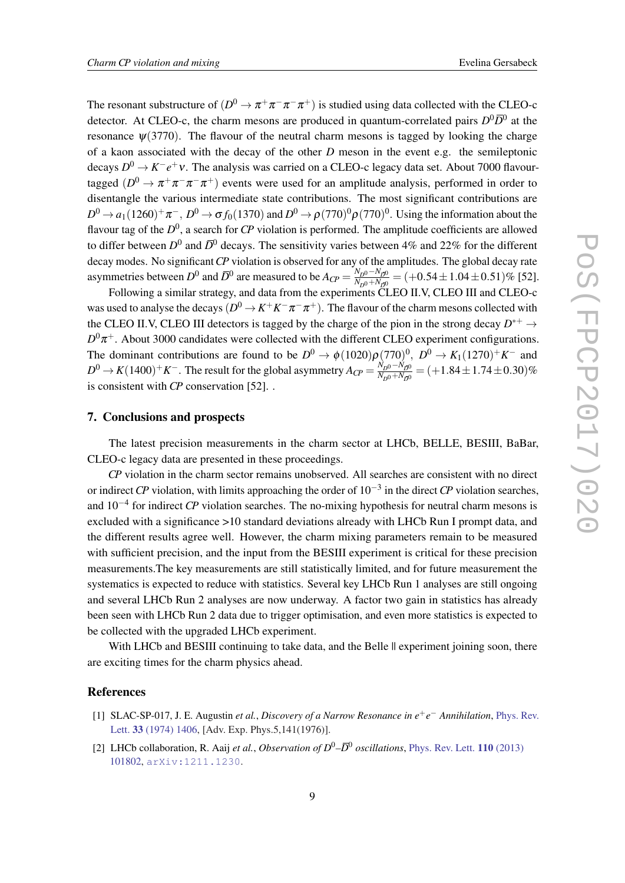The resonant substructure of ($D^0 \to \pi^+\pi^-\pi^-\pi^+$) is studied using data collected with the CLEO-c detector. At CLEO-c, the charm mesons are produced in quantum-correlated pairs $D^0\overline{D}^0$ at the resonance $\psi(3770)$. The flavour of the neutral charm mesons is tagged by looking the charge of a kaon associated with the decay of the other $D$ meson in the event e.g. the semileptonic decays $D^0 \to K^-e^+\nu$. The analysis was carried on a CLEO-c legacy data set. About 7000 flavour-tagged ($D^0 \to \pi^+\pi^-\pi^-\pi^+$) events were used for an amplitude analysis, performed in order to disentangle the various intermediate state contributions. The most significant contributions are $D^0 \to a_1(1260)^+\pi^-$, $D^0 \to \sigma f_0(1370)$ and $D^0 \to \rho(770)^0\rho(770)^0$. Using the information about the flavour tag of the $D^0$, a search for *CP* violation is performed. The amplitude coefficients are allowed to differ between $D^0$ and $\overline{D}^0$ decays. The sensitivity varies between 4% and 22% for the different decay modes. No significant *CP* violation is observed for any of the amplitudes. The global decay rate asymmetries between $D^0$ and $\overline{D}^0$ are measured to be $A_{CP} = \frac{N_{D^0}-N_{\overline{D}^0}}{N_{D^0}+N_{\overline{D}^0}} = (+0.54 \pm 1.04 \pm 0.51)\%$ [52].

Following a similar strategy, and data from the experiments CLEO II.V, CLEO III and CLEO-c was used to analyse the decays ($D^0 \to K^+K^-\pi^-\pi^+$). The flavour of the charm mesons collected with the CLEO II.V, CLEO III detectors is tagged by the charge of the pion in the strong decay $D^{*+} \to D^0\pi^+$. About 3000 candidates were collected with the different CLEO experiment configurations. The dominant contributions are found to be $D^0 \to \phi(1020)\rho(770)^0$, $D^0 \to K_1(1270)^+K^-$ and $D^0 \to K(1400)^+K^-$. The result for the global asymmetry $A_{CP} = \frac{N_{D^0}-N_{\overline{D}^0}}{N_{D^0}+N_{\overline{D}^0}} = (+1.84 \pm 1.74 \pm 0.30)\%$ is consistent with *CP* conservation [52]. .

## 7. Conclusions and prospects

The latest precision measurements in the charm sector at LHCb, BELLE, BESIII, BaBar, CLEO-c legacy data are presented in these proceedings.

*CP* violation in the charm sector remains unobserved. All searches are consistent with no direct or indirect *CP* violation, with limits approaching the order of $10^{-3}$ in the direct *CP* violation searches, and $10^{-4}$ for indirect *CP* violation searches. The no-mixing hypothesis for neutral charm mesons is excluded with a significance >10 standard deviations already with LHCb Run I prompt data, and the different results agree well. However, the charm mixing parameters remain to be measured with sufficient precision, and the input from the BESIII experiment is critical for these precision measurements.The key measurements are still statistically limited, and for future measurement the systematics is expected to reduce with statistics. Several key LHCb Run 1 analyses are still ongoing and several LHCb Run 2 analyses are now underway. A factor two gain in statistics has already been seen with LHCb Run 2 data due to trigger optimisation, and even more statistics is expected to be collected with the upgraded LHCb experiment.

With LHCb and BESIII continuing to take data, and the Belle II experiment joining soon, there are exciting times for the charm physics ahead.

## References

[1] SLAC-SP-017, J. E. Augustin *et al.*, *Discovery of a Narrow Resonance in $e^+e^-$ Annihilation*, Phys. Rev. Lett. **33** (1974) 1406, [Adv. Exp. Phys.5,141(1976)].

[2] LHCb collaboration, R. Aaij *et al.*, *Observation of $D^0$–$\overline{D}^0$ oscillations*, Phys. Rev. Lett. **110** (2013) 101802, arXiv:1211.1230.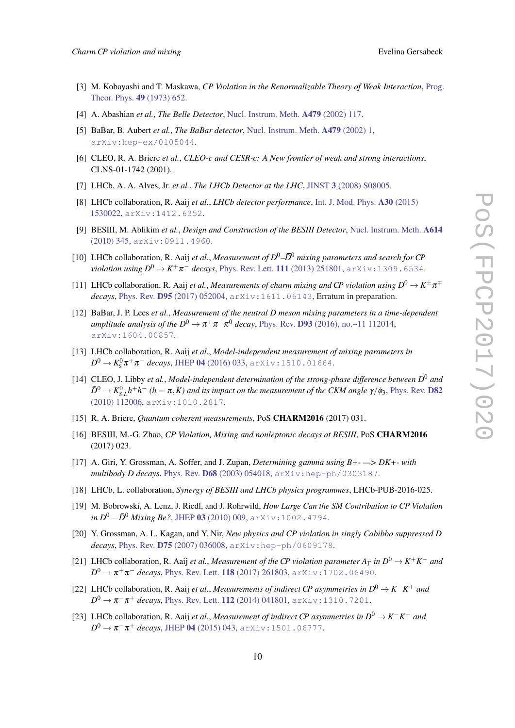[3] M. Kobayashi and T. Maskawa, *CP Violation in the Renormalizable Theory of Weak Interaction*, Prog. Theor. Phys. **49** (1973) 652.

[4] A. Abashian *et al.*, *The Belle Detector*, Nucl. Instrum. Meth. **A479** (2002) 117.

[5] BaBar, B. Aubert *et al.*, *The BaBar detector*, Nucl. Instrum. Meth. **A479** (2002) 1, arXiv:hep-ex/0105044.

[6] CLEO, R. A. Briere *et al.*, *CLEO-c and CESR-c: A New frontier of weak and strong interactions*, CLNS-01-1742 (2001).

[7] LHCb, A. A. Alves, Jr. *et al.*, *The LHCb Detector at the LHC*, JINST **3** (2008) S08005.

[8] LHCb collaboration, R. Aaij *et al.*, *LHCb detector performance*, Int. J. Mod. Phys. **A30** (2015) 1530022, arXiv:1412.6352.

[9] BESIII, M. Ablikim *et al.*, *Design and Construction of the BESIII Detector*, Nucl. Instrum. Meth. **A614** (2010) 345, arXiv:0911.4960.

[10] LHCb collaboration, R. Aaij *et al.*, *Measurement of $D^0$–$\bar{D}^0$ mixing parameters and search for CP violation using $D^0 \to K^+\pi^-$ decays*, Phys. Rev. Lett. **111** (2013) 251801, arXiv:1309.6534.

[11] LHCb collaboration, R. Aaij *et al.*, *Measurements of charm mixing and CP violation using $D^0 \to K^\pm\pi^\mp$ decays*, Phys. Rev. **D95** (2017) 052004, arXiv:1611.06143, Erratum in preparation.

[12] BaBar, J. P. Lees *et al.*, *Measurement of the neutral D meson mixing parameters in a time-dependent amplitude analysis of the $D^0 \to \pi^+\pi^-\pi^0$ decay*, Phys. Rev. **D93** (2016), no.~11 112014, arXiv:1604.00857.

[13] LHCb collaboration, R. Aaij *et al.*, *Model-independent measurement of mixing parameters in $D^0 \to K^0_S\pi^+\pi^-$ decays*, JHEP **04** (2016) 033, arXiv:1510.01664.

[14] CLEO, J. Libby *et al.*, *Model-independent determination of the strong-phase difference between $D^0$ and $\bar{D}^0 \to K^0_{S,L}h^+h^-$ ($h = \pi, K$) and its impact on the measurement of the CKM angle $\gamma/\phi_3$*, Phys. Rev. **D82** (2010) 112006, arXiv:1010.2817.

[15] R. A. Briere, *Quantum coherent measurements*, PoS **CHARM2016** (2017) 031.

[16] BESIII, M.-G. Zhao, *CP Violation, Mixing and nonleptonic decays at BESIII*, PoS **CHARM2016** (2017) 023.

[17] A. Giri, Y. Grossman, A. Soffer, and J. Zupan, *Determining gamma using B+- —> DK+- with multibody D decays*, Phys. Rev. **D68** (2003) 054018, arXiv:hep-ph/0303187.

[18] LHCb, L. collaboration, *Synergy of BESIII and LHCb physics programmes*, LHCb-PUB-2016-025.

[19] M. Bobrowski, A. Lenz, J. Riedl, and J. Rohrwild, *How Large Can the SM Contribution to CP Violation in $D^0 - \bar{D}^0$ Mixing Be?*, JHEP **03** (2010) 009, arXiv:1002.4794.

[20] Y. Grossman, A. L. Kagan, and Y. Nir, *New physics and CP violation in singly Cabibbo suppressed D decays*, Phys. Rev. **D75** (2007) 036008, arXiv:hep-ph/0609178.

[21] LHCb collaboration, R. Aaij *et al.*, *Measurement of the CP violation parameter $A_\Gamma$ in $D^0 \to K^+K^-$ and $D^0 \to \pi^+\pi^-$ decays*, Phys. Rev. Lett. **118** (2017) 261803, arXiv:1702.06490.

[22] LHCb collaboration, R. Aaij *et al.*, *Measurements of indirect CP asymmetries in $D^0 \to K^-K^+$ and $D^0 \to \pi^-\pi^+$ decays*, Phys. Rev. Lett. **112** (2014) 041801, arXiv:1310.7201.

[23] LHCb collaboration, R. Aaij *et al.*, *Measurement of indirect CP asymmetries in $D^0 \to K^-K^+$ and $D^0 \to \pi^-\pi^+$ decays*, JHEP **04** (2015) 043, arXiv:1501.06777.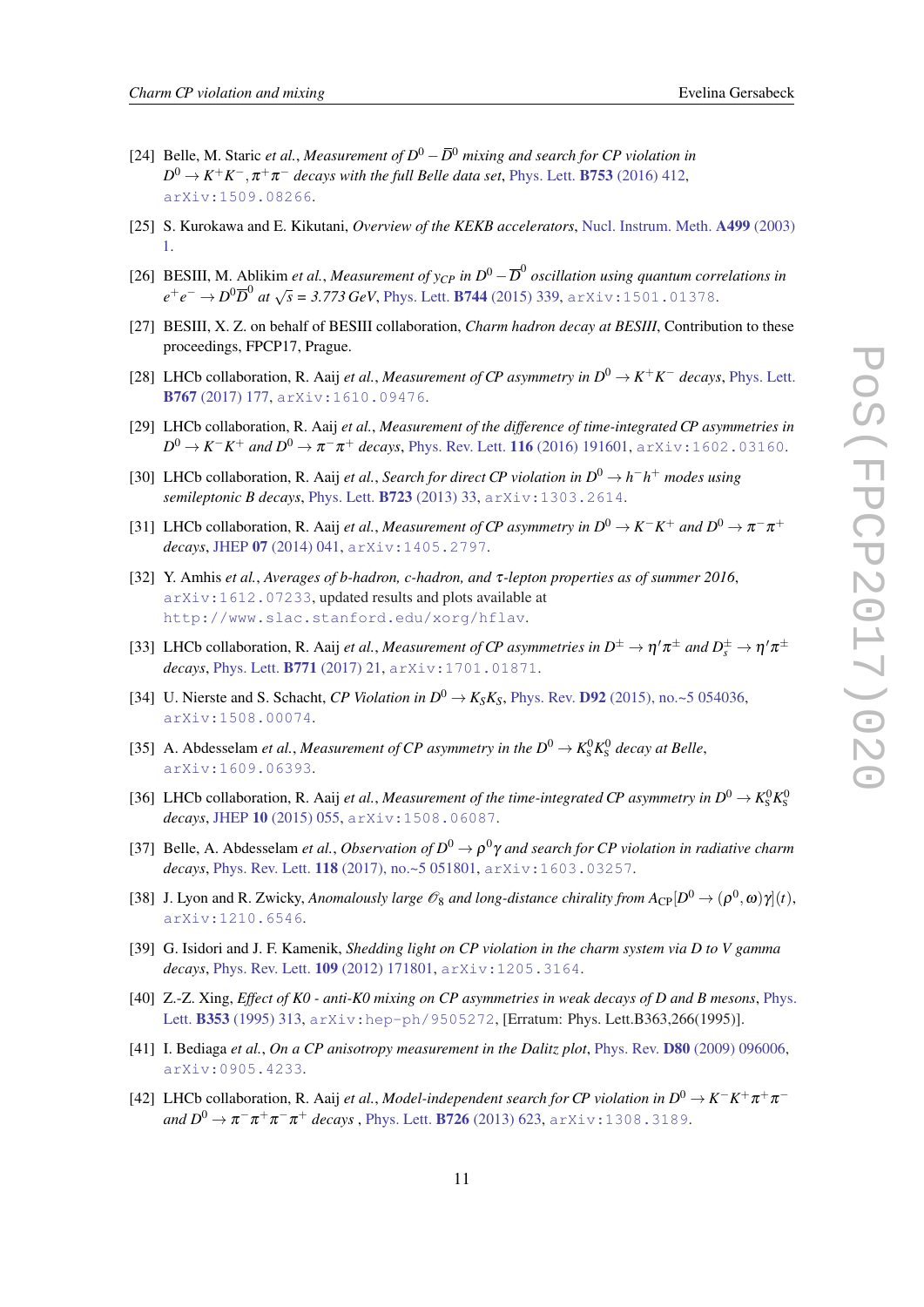[24] Belle, M. Staric *et al.*, *Measurement of $D^0-\bar{D}^0$ mixing and search for CP violation in $D^0 \to K^+K^-, \pi^+\pi^-$ decays with the full Belle data set*, Phys. Lett. **B753** (2016) 412, arXiv:1509.08266.

[25] S. Kurokawa and E. Kikutani, *Overview of the KEKB accelerators*, Nucl. Instrum. Meth. **A499** (2003) 1.

[26] BESIII, M. Ablikim *et al.*, *Measurement of $y_{CP}$ in $D^0-\overline{D}^0$ oscillation using quantum correlations in $e^+e^- \to D^0\overline{D}^0$ at $\sqrt{s}$ = 3.773 GeV*, Phys. Lett. **B744** (2015) 339, arXiv:1501.01378.

[27] BESIII, X. Z. on behalf of BESIII collaboration, *Charm hadron decay at BESIII*, Contribution to these proceedings, FPCP17, Prague.

[28] LHCb collaboration, R. Aaij *et al.*, *Measurement of CP asymmetry in $D^0 \to K^+K^-$ decays*, Phys. Lett. **B767** (2017) 177, arXiv:1610.09476.

[29] LHCb collaboration, R. Aaij *et al.*, *Measurement of the difference of time-integrated CP asymmetries in $D^0 \to K^-K^+$ and $D^0 \to \pi^-\pi^+$ decays*, Phys. Rev. Lett. **116** (2016) 191601, arXiv:1602.03160.

[30] LHCb collaboration, R. Aaij *et al.*, *Search for direct CP violation in $D^0 \to h^-h^+$ modes using semileptonic B decays*, Phys. Lett. **B723** (2013) 33, arXiv:1303.2614.

[31] LHCb collaboration, R. Aaij *et al.*, *Measurement of CP asymmetry in $D^0 \to K^-K^+$ and $D^0 \to \pi^-\pi^+$ decays*, JHEP **07** (2014) 041, arXiv:1405.2797.

[32] Y. Amhis *et al.*, *Averages of b-hadron, c-hadron, and $\tau$-lepton properties as of summer 2016*, arXiv:1612.07233, updated results and plots available at http://www.slac.stanford.edu/xorg/hflav.

[33] LHCb collaboration, R. Aaij *et al.*, *Measurement of CP asymmetries in $D^\pm \to \eta'\pi^\pm$ and $D_s^\pm \to \eta'\pi^\pm$ decays*, Phys. Lett. **B771** (2017) 21, arXiv:1701.01871.

[34] U. Nierste and S. Schacht, *CP Violation in $D^0 \to K_SK_S$*, Phys. Rev. **D92** (2015), no.~5 054036, arXiv:1508.00074.

[35] A. Abdesselam *et al.*, *Measurement of CP asymmetry in the $D^0 \to K_S^0K_S^0$ decay at Belle*, arXiv:1609.06393.

[36] LHCb collaboration, R. Aaij *et al.*, *Measurement of the time-integrated CP asymmetry in $D^0 \to K_S^0K_S^0$ decays*, JHEP **10** (2015) 055, arXiv:1508.06087.

[37] Belle, A. Abdesselam *et al.*, *Observation of $D^0 \to \rho^0\gamma$ and search for CP violation in radiative charm decays*, Phys. Rev. Lett. **118** (2017), no.~5 051801, arXiv:1603.03257.

[38] J. Lyon and R. Zwicky, *Anomalously large $\mathcal{O}_8$ and long-distance chirality from $A_{\rm CP}[D^0 \to (\rho^0,\omega)\gamma](t)$*, arXiv:1210.6546.

[39] G. Isidori and J. F. Kamenik, *Shedding light on CP violation in the charm system via D to V gamma decays*, Phys. Rev. Lett. **109** (2012) 171801, arXiv:1205.3164.

[40] Z.-Z. Xing, *Effect of K0 - anti-K0 mixing on CP asymmetries in weak decays of D and B mesons*, Phys. Lett. **B353** (1995) 313, arXiv:hep-ph/9505272, [Erratum: Phys. Lett.B363,266(1995)].

[41] I. Bediaga *et al.*, *On a CP anisotropy measurement in the Dalitz plot*, Phys. Rev. **D80** (2009) 096006, arXiv:0905.4233.

[42] LHCb collaboration, R. Aaij *et al.*, *Model-independent search for CP violation in $D^0 \to K^-K^+\pi^+\pi^-$ and $D^0 \to \pi^-\pi^+\pi^-\pi^+$ decays* , Phys. Lett. **B726** (2013) 623, arXiv:1308.3189.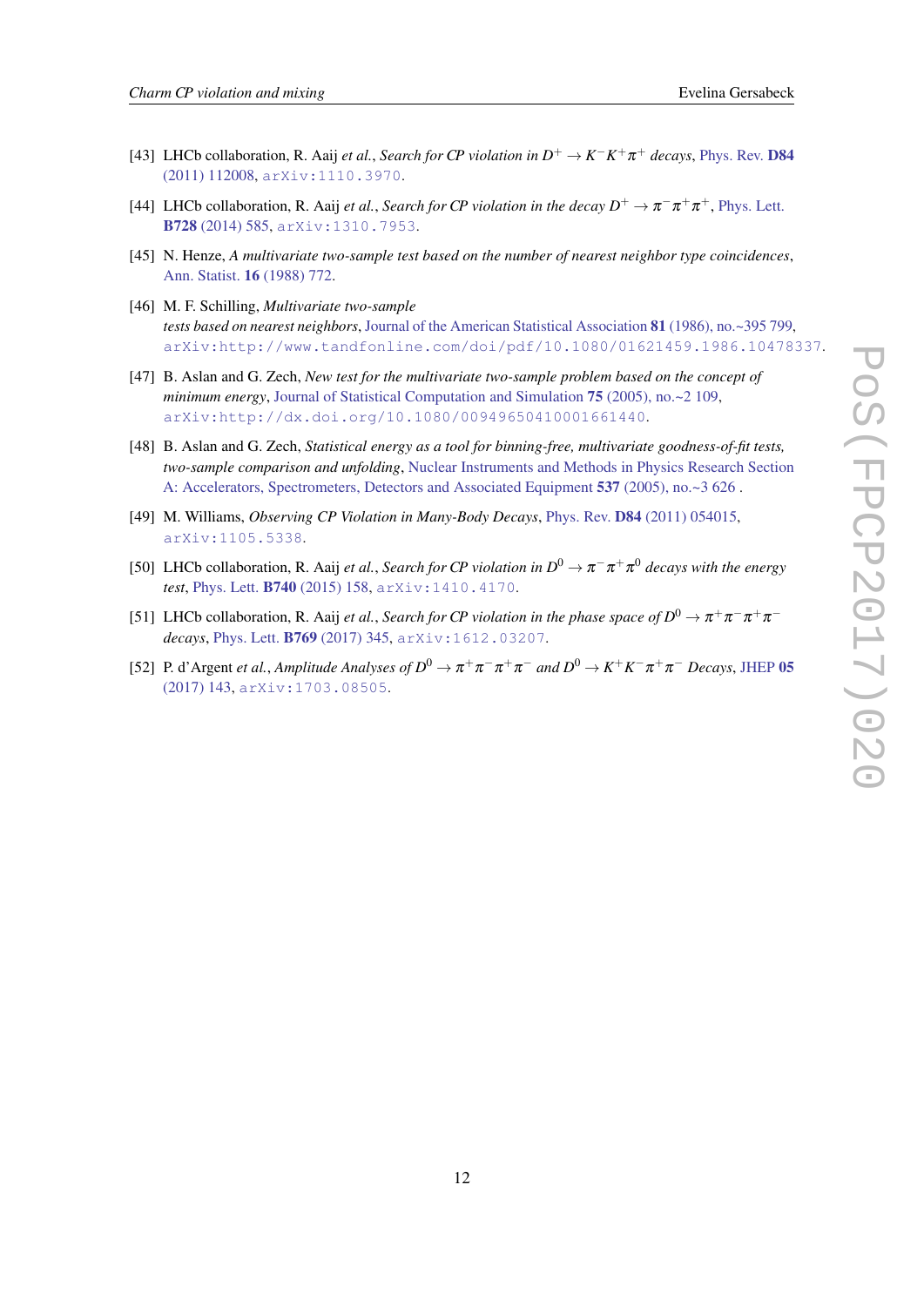[43] LHCb collaboration, R. Aaij *et al.*, *Search for CP violation in $D^+ \to K^-K^+\pi^+$ decays*, Phys. Rev. **D84** (2011) 112008, arXiv:1110.3970.

[44] LHCb collaboration, R. Aaij *et al.*, *Search for CP violation in the decay $D^+ \to \pi^-\pi^+\pi^+$*, Phys. Lett. **B728** (2014) 585, arXiv:1310.7953.

[45] N. Henze, *A multivariate two-sample test based on the number of nearest neighbor type coincidences*, Ann. Statist. **16** (1988) 772.

[46] M. F. Schilling, *Multivariate two-sample tests based on nearest neighbors*, Journal of the American Statistical Association **81** (1986), no.~395 799, arXiv:http://www.tandfonline.com/doi/pdf/10.1080/01621459.1986.10478337.

[47] B. Aslan and G. Zech, *New test for the multivariate two-sample problem based on the concept of minimum energy*, Journal of Statistical Computation and Simulation **75** (2005), no.~2 109, arXiv:http://dx.doi.org/10.1080/00949650410001661440.

[48] B. Aslan and G. Zech, *Statistical energy as a tool for binning-free, multivariate goodness-of-fit tests, two-sample comparison and unfolding*, Nuclear Instruments and Methods in Physics Research Section A: Accelerators, Spectrometers, Detectors and Associated Equipment **537** (2005), no.~3 626 .

[49] M. Williams, *Observing CP Violation in Many-Body Decays*, Phys. Rev. **D84** (2011) 054015, arXiv:1105.5338.

[50] LHCb collaboration, R. Aaij *et al.*, *Search for CP violation in $D^0 \to \pi^-\pi^+\pi^0$ decays with the energy test*, Phys. Lett. **B740** (2015) 158, arXiv:1410.4170.

[51] LHCb collaboration, R. Aaij *et al.*, *Search for CP violation in the phase space of $D^0 \to \pi^+\pi^-\pi^+\pi^-$ decays*, Phys. Lett. **B769** (2017) 345, arXiv:1612.03207.

[52] P. d'Argent *et al.*, *Amplitude Analyses of $D^0 \to \pi^+\pi^-\pi^+\pi^-$ and $D^0 \to K^+K^-\pi^+\pi^-$ Decays*, JHEP **05** (2017) 143, arXiv:1703.08505.